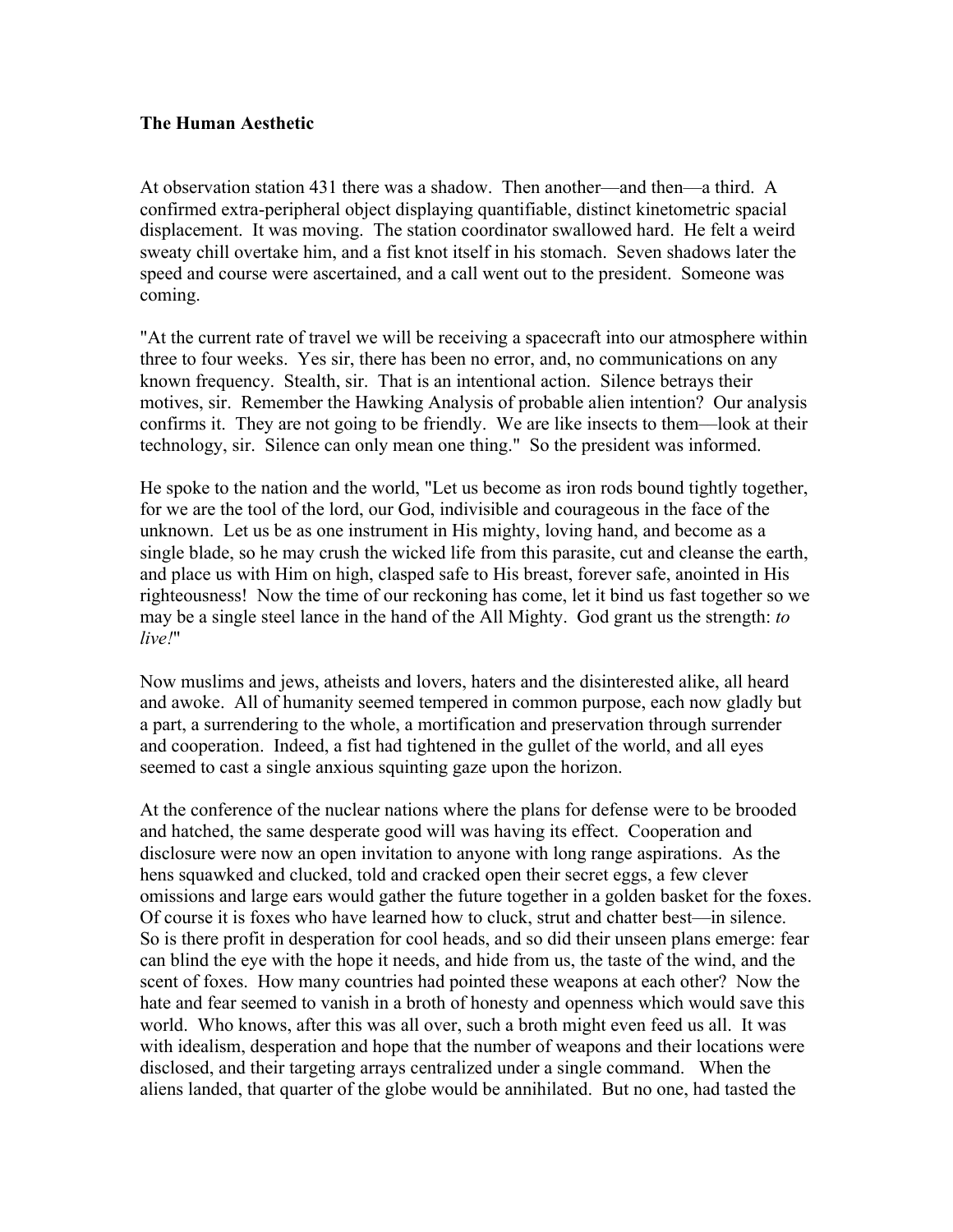**The Human Aesthetic**

At observation station 431 there was a shadow. Then another—and then—a third. A confirmed extra-peripheral object displaying quantifiable, distinct kinetometric spacial displacement. It was moving. The station coordinator swallowed hard. He felt a weird sweaty chill overtake him, and a fist knot itself in his stomach. Seven shadows later the speed and course were ascertained, and a call went out to the president. Someone was coming.

"At the current rate of travel we will be receiving a spacecraft into our atmosphere within three to four weeks. Yes sir, there has been no error, and, no communications on any known frequency. Stealth, sir. That is an intentional action. Silence betrays their motives, sir. Remember the Hawking Analysis of probable alien intention? Our analysis confirms it. They are not going to be friendly. We are like insects to them—look at their technology, sir. Silence can only mean one thing." So the president was informed.

He spoke to the nation and the world, "Let us become as iron rods bound tightly together, for we are the tool of the lord, our God, indivisible and courageous in the face of the unknown. Let us be as one instrument in His mighty, loving hand, and become as a single blade, so he may crush the wicked life from this parasite, cut and cleanse the earth, and place us with Him on high, clasped safe to His breast, forever safe, anointed in His righteousness! Now the time of our reckoning has come, let it bind us fast together so we may be a single steel lance in the hand of the All Mighty. God grant us the strength: *to live!*"

Now muslims and jews, atheists and lovers, haters and the disinterested alike, all heard and awoke. All of humanity seemed tempered in common purpose, each now gladly but a part, a surrendering to the whole, a mortification and preservation through surrender and cooperation. Indeed, a fist had tightened in the gullet of the world, and all eyes seemed to cast a single anxious squinting gaze upon the horizon.

At the conference of the nuclear nations where the plans for defense were to be brooded and hatched, the same desperate good will was having its effect. Cooperation and disclosure were now an open invitation to anyone with long range aspirations. As the hens squawked and clucked, told and cracked open their secret eggs, a few clever omissions and large ears would gather the future together in a golden basket for the foxes. Of course it is foxes who have learned how to cluck, strut and chatter best—in silence. So is there profit in desperation for cool heads, and so did their unseen plans emerge: fear can blind the eye with the hope it needs, and hide from us, the taste of the wind, and the scent of foxes. How many countries had pointed these weapons at each other? Now the hate and fear seemed to vanish in a broth of honesty and openness which would save this world. Who knows, after this was all over, such a broth might even feed us all. It was with idealism, desperation and hope that the number of weapons and their locations were disclosed, and their targeting arrays centralized under a single command. When the aliens landed, that quarter of the globe would be annihilated. But no one, had tasted the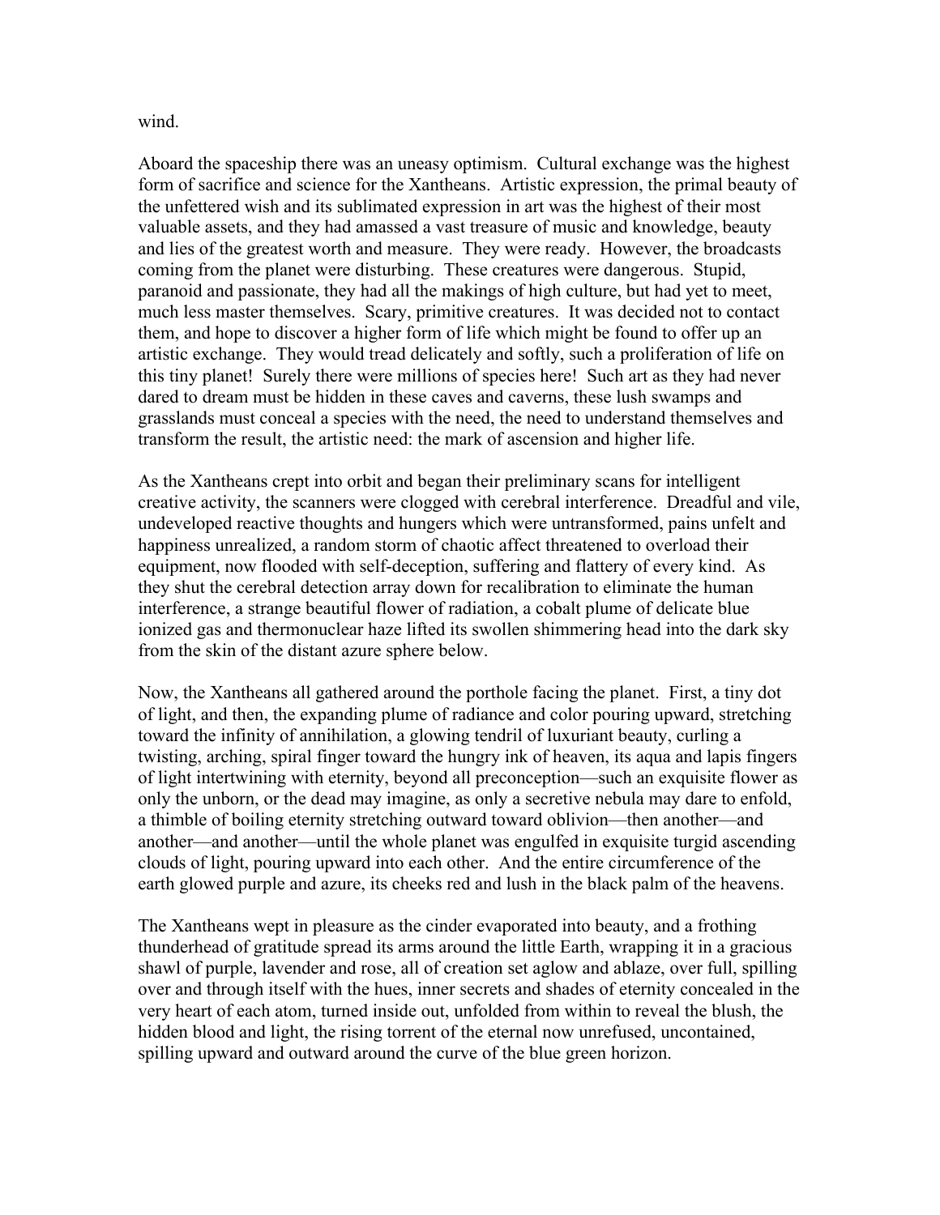wind.

Aboard the spaceship there was an uneasy optimism. Cultural exchange was the highest form of sacrifice and science for the Xantheans. Artistic expression, the primal beauty of the unfettered wish and its sublimated expression in art was the highest of their most valuable assets, and they had amassed a vast treasure of music and knowledge, beauty and lies of the greatest worth and measure. They were ready. However, the broadcasts coming from the planet were disturbing. These creatures were dangerous. Stupid, paranoid and passionate, they had all the makings of high culture, but had yet to meet, much less master themselves. Scary, primitive creatures. It was decided not to contact them, and hope to discover a higher form of life which might be found to offer up an artistic exchange. They would tread delicately and softly, such a proliferation of life on this tiny planet! Surely there were millions of species here! Such art as they had never dared to dream must be hidden in these caves and caverns, these lush swamps and grasslands must conceal a species with the need, the need to understand themselves and transform the result, the artistic need: the mark of ascension and higher life.

As the Xantheans crept into orbit and began their preliminary scans for intelligent creative activity, the scanners were clogged with cerebral interference. Dreadful and vile, undeveloped reactive thoughts and hungers which were untransformed, pains unfelt and happiness unrealized, a random storm of chaotic affect threatened to overload their equipment, now flooded with self-deception, suffering and flattery of every kind. As they shut the cerebral detection array down for recalibration to eliminate the human interference, a strange beautiful flower of radiation, a cobalt plume of delicate blue ionized gas and thermonuclear haze lifted its swollen shimmering head into the dark sky from the skin of the distant azure sphere below.

Now, the Xantheans all gathered around the porthole facing the planet. First, a tiny dot of light, and then, the expanding plume of radiance and color pouring upward, stretching toward the infinity of annihilation, a glowing tendril of luxuriant beauty, curling a twisting, arching, spiral finger toward the hungry ink of heaven, its aqua and lapis fingers of light intertwining with eternity, beyond all preconception—such an exquisite flower as only the unborn, or the dead may imagine, as only a secretive nebula may dare to enfold, a thimble of boiling eternity stretching outward toward oblivion—then another—and another—and another—until the whole planet was engulfed in exquisite turgid ascending clouds of light, pouring upward into each other. And the entire circumference of the earth glowed purple and azure, its cheeks red and lush in the black palm of the heavens.

The Xantheans wept in pleasure as the cinder evaporated into beauty, and a frothing thunderhead of gratitude spread its arms around the little Earth, wrapping it in a gracious shawl of purple, lavender and rose, all of creation set aglow and ablaze, over full, spilling over and through itself with the hues, inner secrets and shades of eternity concealed in the very heart of each atom, turned inside out, unfolded from within to reveal the blush, the hidden blood and light, the rising torrent of the eternal now unrefused, uncontained, spilling upward and outward around the curve of the blue green horizon.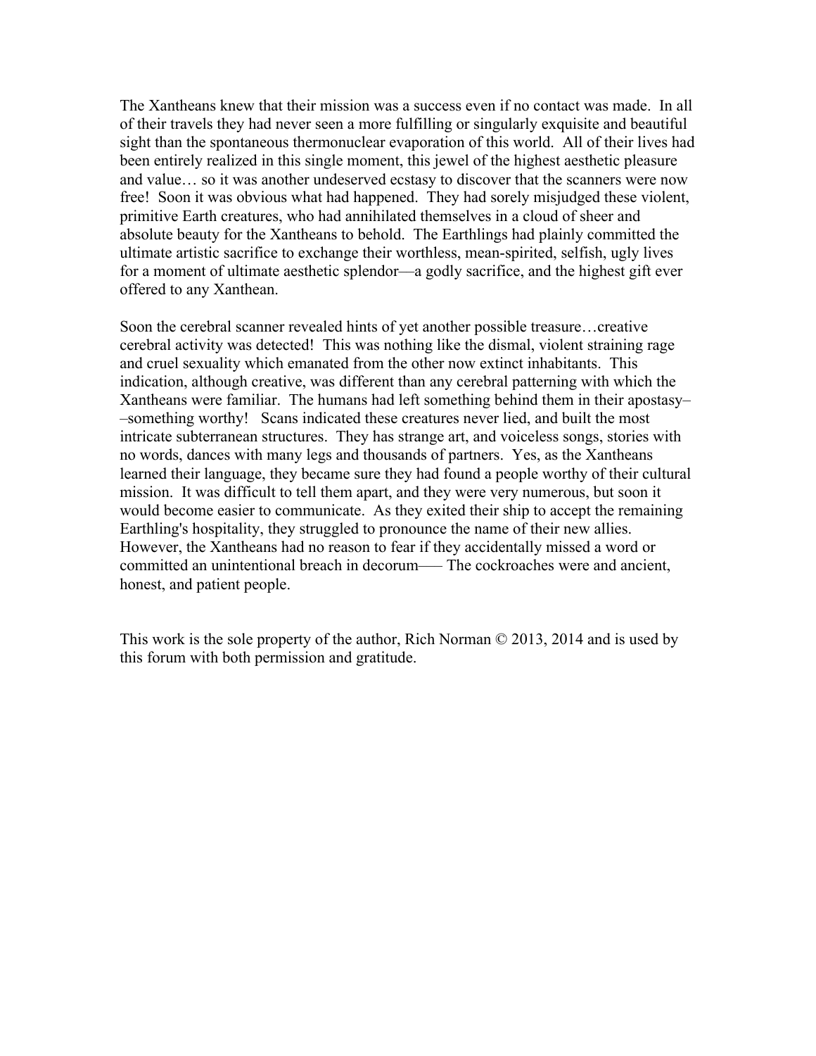The Xantheans knew that their mission was a success even if no contact was made. In all of their travels they had never seen a more fulfilling or singularly exquisite and beautiful sight than the spontaneous thermonuclear evaporation of this world. All of their lives had been entirely realized in this single moment, this jewel of the highest aesthetic pleasure and value… so it was another undeserved ecstasy to discover that the scanners were now free! Soon it was obvious what had happened. They had sorely misjudged these violent, primitive Earth creatures, who had annihilated themselves in a cloud of sheer and absolute beauty for the Xantheans to behold. The Earthlings had plainly committed the ultimate artistic sacrifice to exchange their worthless, mean-spirited, selfish, ugly lives for a moment of ultimate aesthetic splendor—a godly sacrifice, and the highest gift ever offered to any Xanthean.

Soon the cerebral scanner revealed hints of yet another possible treasure…creative cerebral activity was detected! This was nothing like the dismal, violent straining rage and cruel sexuality which emanated from the other now extinct inhabitants. This indication, although creative, was different than any cerebral patterning with which the Xantheans were familiar. The humans had left something behind them in their apostasy––something worthy! Scans indicated these creatures never lied, and built the most intricate subterranean structures. They has strange art, and voiceless songs, stories with no words, dances with many legs and thousands of partners. Yes, as the Xantheans learned their language, they became sure they had found a people worthy of their cultural mission. It was difficult to tell them apart, and they were very numerous, but soon it would become easier to communicate. As they exited their ship to accept the remaining Earthling's hospitality, they struggled to pronounce the name of their new allies. However, the Xantheans had no reason to fear if they accidentally missed a word or committed an unintentional breach in decorum––The cockroaches were and ancient, honest, and patient people.

This work is the sole property of the author, Rich Norman © 2013, 2014 and is used by this forum with both permission and gratitude.